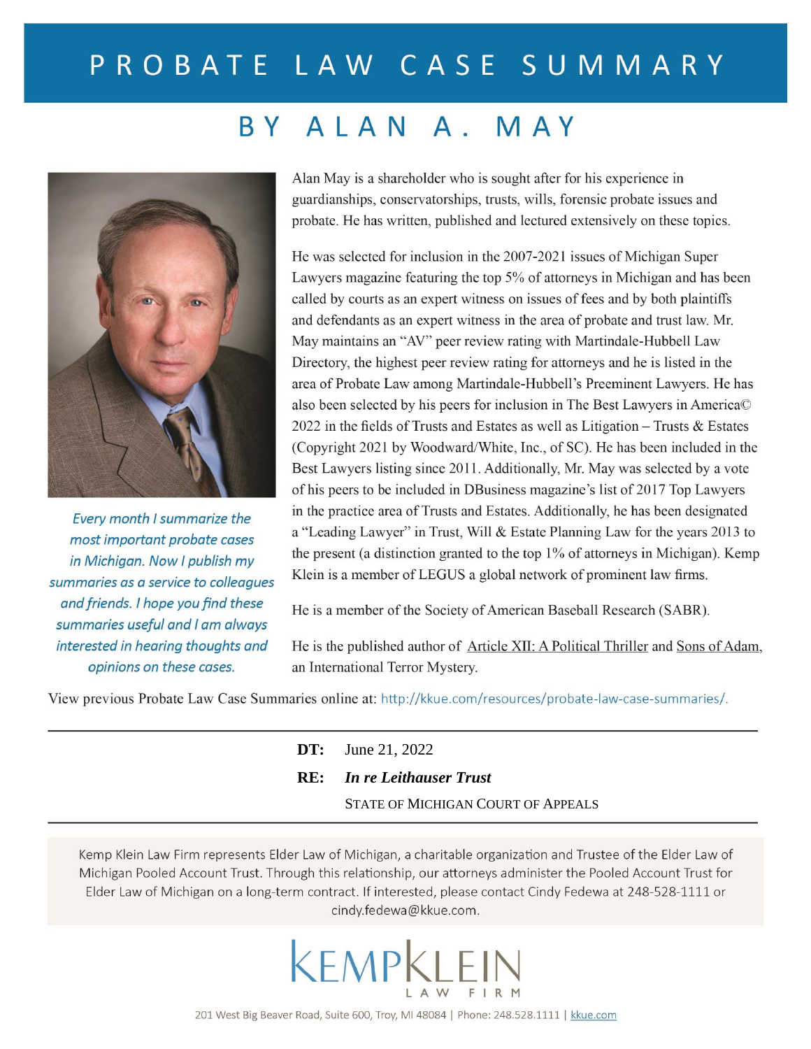# PROBATE LAW CASE SUMMARY

## BY ALAN A. MAY

*Every month I summarize the most important probate cases in Michigan. Now I publish my summaries as a service to colleagues and friends. I hope you find these summaries useful and I am always interested in hearing thoughts and opinions on these cases.*

Alan May is a shareholder who is sought after for his experience in guardianships, conservatorships, trusts, wills, forensic probate issues and probate. He has written, published and lectured extensively on these topics.

He was selected for inclusion in the 2007-2021 issues of Michigan Super Lawyers magazine featuring the top 5% of attorneys in Michigan and has been called by courts as an expert witness on issues of fees and by both plaintiffs and defendants as an expert witness in the area of probate and trust law. Mr. May maintains an "AV" peer review rating with Martindale-Hubbell Law Directory, the highest peer review rating for attorneys and he is listed in the area of Probate Law among Martindale-Hubbell's Preeminent Lawyers. He has also been selected by his peers for inclusion in The Best Lawyers in America© 2022 in the fields of Trusts and Estates as well as Litigation – Trusts & Estates (Copyright 2021 by Woodward/White, Inc., of SC). He has been included in the Best Lawyers listing since 2011. Additionally, Mr. May was selected by a vote of his peers to be included in DBusiness magazine's list of 2017 Top Lawyers in the practice area of Trusts and Estates. Additionally, he has been designated a "Leading Lawyer" in Trust, Will & Estate Planning Law for the years 2013 to the present (a distinction granted to the top 1% of attorneys in Michigan). Kemp Klein is a member of LEGUS a global network of prominent law firms.

He is a member of the Society of American Baseball Research (SABR).

He is the published author of Article XII: A Political Thriller and Sons of Adam, an International Terror Mystery.

View previous Probate Law Case Summaries online at: http://kkue.com/resources/probate-law-case-summaries/.

---

**DT:** June 21, 2022

**RE:** ***In re Leithauser Trust***

STATE OF MICHIGAN COURT OF APPEALS

---

Kemp Klein Law Firm represents Elder Law of Michigan, a charitable organization and Trustee of the Elder Law of Michigan Pooled Account Trust. Through this relationship, our attorneys administer the Pooled Account Trust for Elder Law of Michigan on a long-term contract. If interested, please contact Cindy Fedewa at 248-528-1111 or cindy.fedewa@kkue.com.

KEMPKLEIN LAW FIRM

201 West Big Beaver Road, Suite 600, Troy, MI 48084 | Phone: 248.528.1111 | kkue.com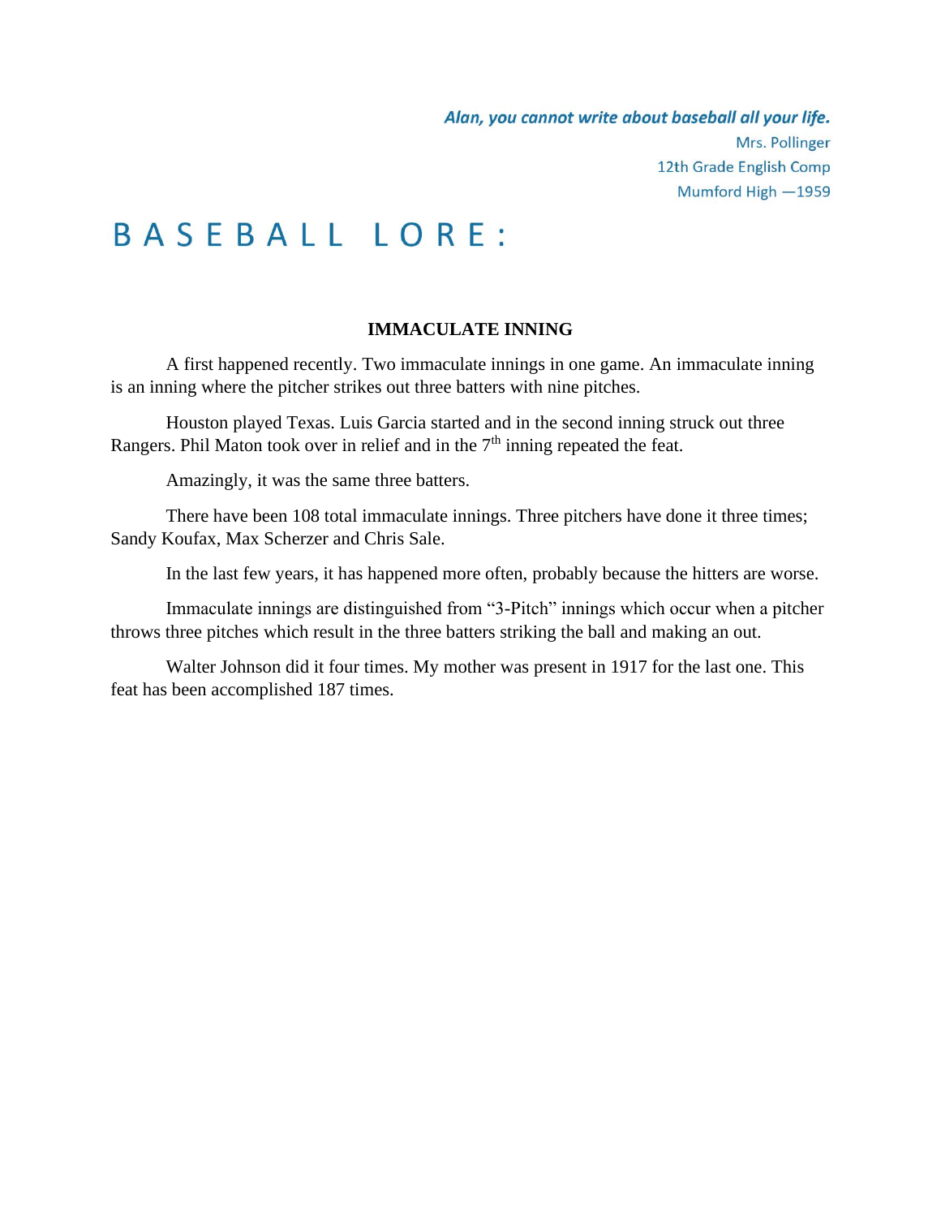*Alan, you cannot write about baseball all your life.*

Mrs. Pollinger
12th Grade English Comp
Mumford High —1959

# BASEBALL LORE:

### IMMACULATE INNING

A first happened recently. Two immaculate innings in one game. An immaculate inning is an inning where the pitcher strikes out three batters with nine pitches.

Houston played Texas. Luis Garcia started and in the second inning struck out three Rangers. Phil Maton took over in relief and in the $7^{th}$ inning repeated the feat.

Amazingly, it was the same three batters.

There have been 108 total immaculate innings. Three pitchers have done it three times; Sandy Koufax, Max Scherzer and Chris Sale.

In the last few years, it has happened more often, probably because the hitters are worse.

Immaculate innings are distinguished from "3-Pitch" innings which occur when a pitcher throws three pitches which result in the three batters striking the ball and making an out.

Walter Johnson did it four times. My mother was present in 1917 for the last one. This feat has been accomplished 187 times.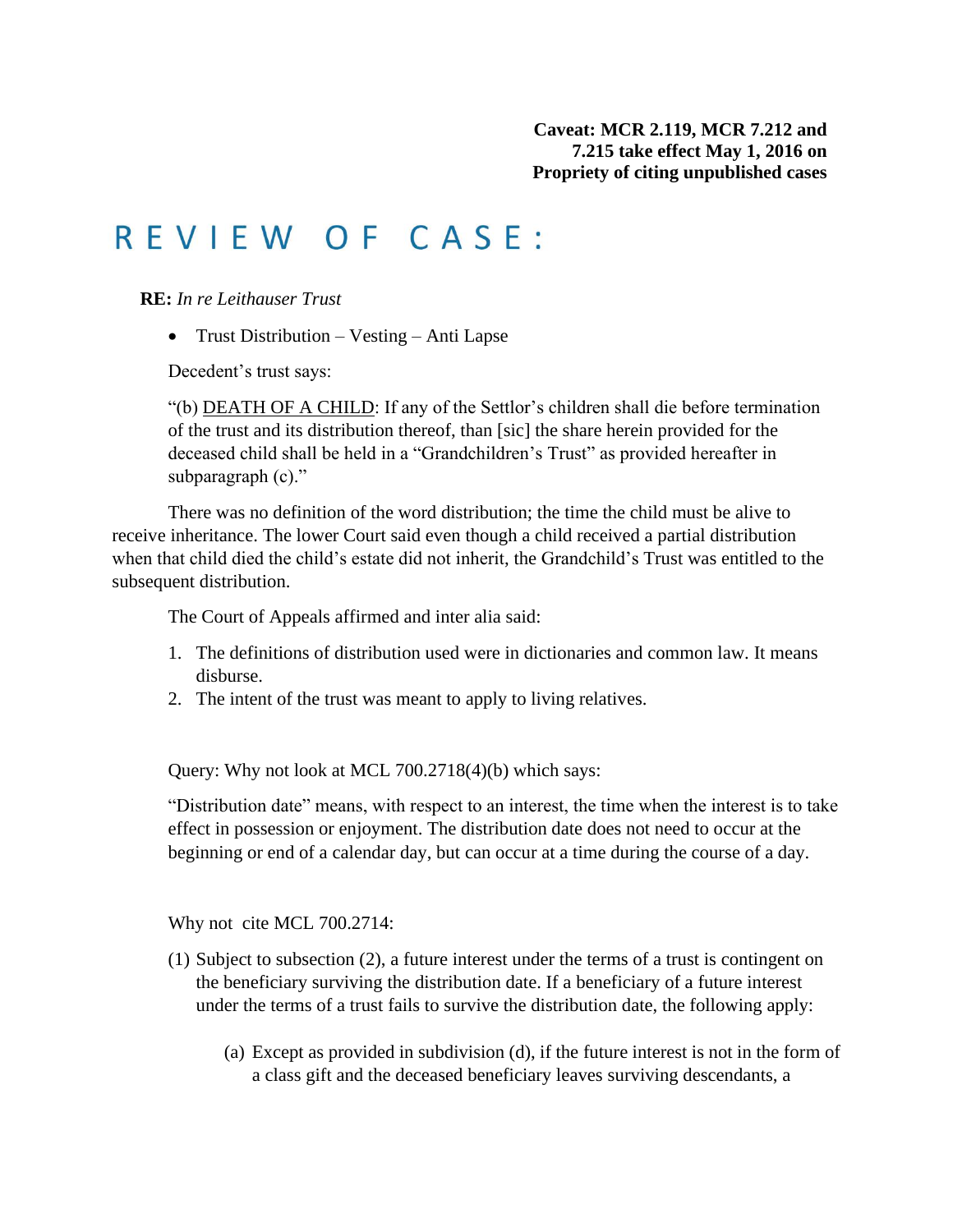**Caveat: MCR 2.119, MCR 7.212 and 7.215 take effect May 1, 2016 on Propriety of citing unpublished cases**

# REVIEW OF CASE:

**RE:** *In re Leithauser Trust*

- Trust Distribution – Vesting – Anti Lapse

Decedent's trust says:

"(b) DEATH OF A CHILD: If any of the Settlor's children shall die before termination of the trust and its distribution thereof, than [sic] the share herein provided for the deceased child shall be held in a "Grandchildren's Trust" as provided hereafter in subparagraph (c)."

There was no definition of the word distribution; the time the child must be alive to receive inheritance. The lower Court said even though a child received a partial distribution when that child died the child's estate did not inherit, the Grandchild's Trust was entitled to the subsequent distribution.

The Court of Appeals affirmed and inter alia said:

1. The definitions of distribution used were in dictionaries and common law. It means disburse.
2. The intent of the trust was meant to apply to living relatives.

Query: Why not look at MCL 700.2718(4)(b) which says:

"Distribution date" means, with respect to an interest, the time when the interest is to take effect in possession or enjoyment. The distribution date does not need to occur at the beginning or end of a calendar day, but can occur at a time during the course of a day.

Why not cite MCL 700.2714:

(1) Subject to subsection (2), a future interest under the terms of a trust is contingent on the beneficiary surviving the distribution date. If a beneficiary of a future interest under the terms of a trust fails to survive the distribution date, the following apply:

    (a) Except as provided in subdivision (d), if the future interest is not in the form of a class gift and the deceased beneficiary leaves surviving descendants, a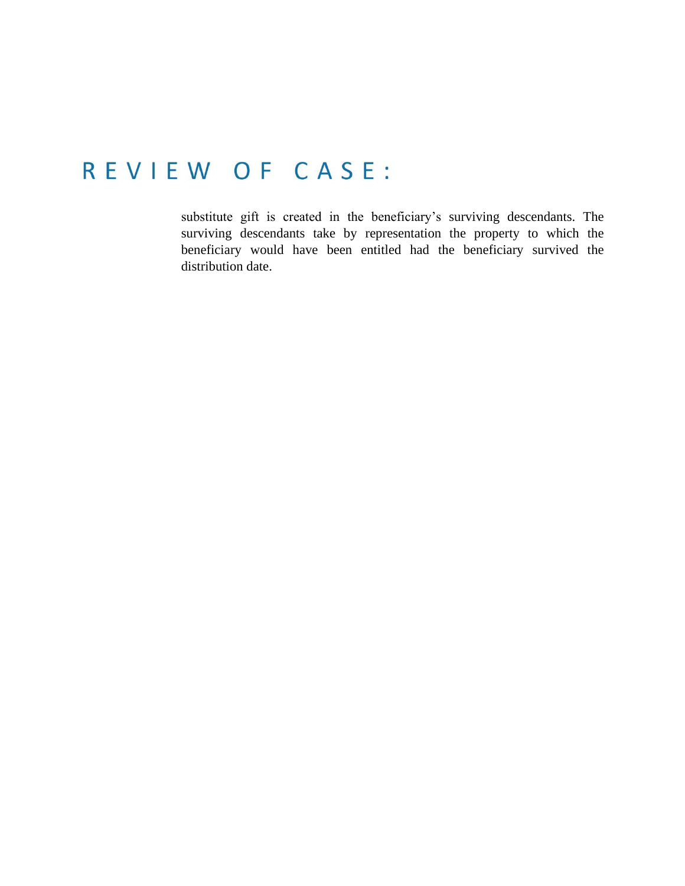# REVIEW OF CASE:

substitute gift is created in the beneficiary's surviving descendants. The surviving descendants take by representation the property to which the beneficiary would have been entitled had the beneficiary survived the distribution date.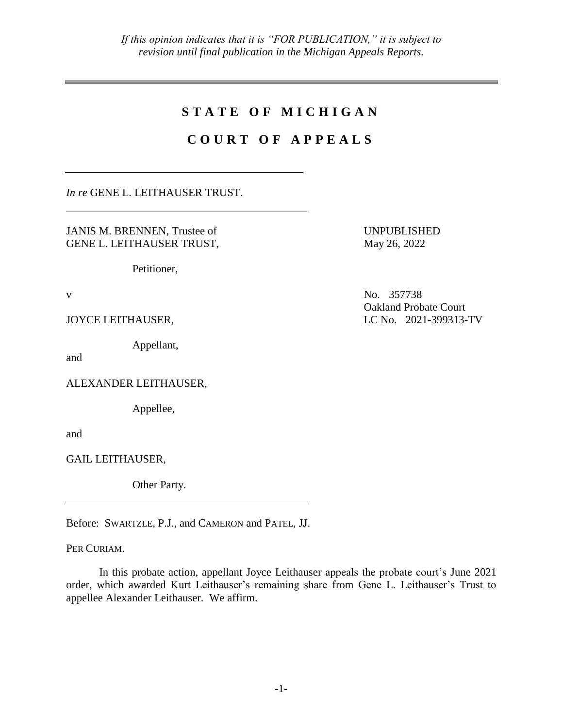*If this opinion indicates that it is "FOR PUBLICATION," it is subject to revision until final publication in the Michigan Appeals Reports.*

# STATE OF MICHIGAN

# COURT OF APPEALS

*In re* GENE L. LEITHAUSER TRUST.

JANIS M. BRENNEN, Trustee of GENE L. LEITHAUSER TRUST,

Petitioner,

UNPUBLISHED
May 26, 2022

v

No. 357738
Oakland Probate Court
LC No. 2021-399313-TV

JOYCE LEITHAUSER,

Appellant,

and

ALEXANDER LEITHAUSER,

Appellee,

and

GAIL LEITHAUSER,

Other Party.

Before: SWARTZLE, P.J., and CAMERON and PATEL, JJ.

PER CURIAM.

In this probate action, appellant Joyce Leithauser appeals the probate court's June 2021 order, which awarded Kurt Leithauser's remaining share from Gene L. Leithauser's Trust to appellee Alexander Leithauser. We affirm.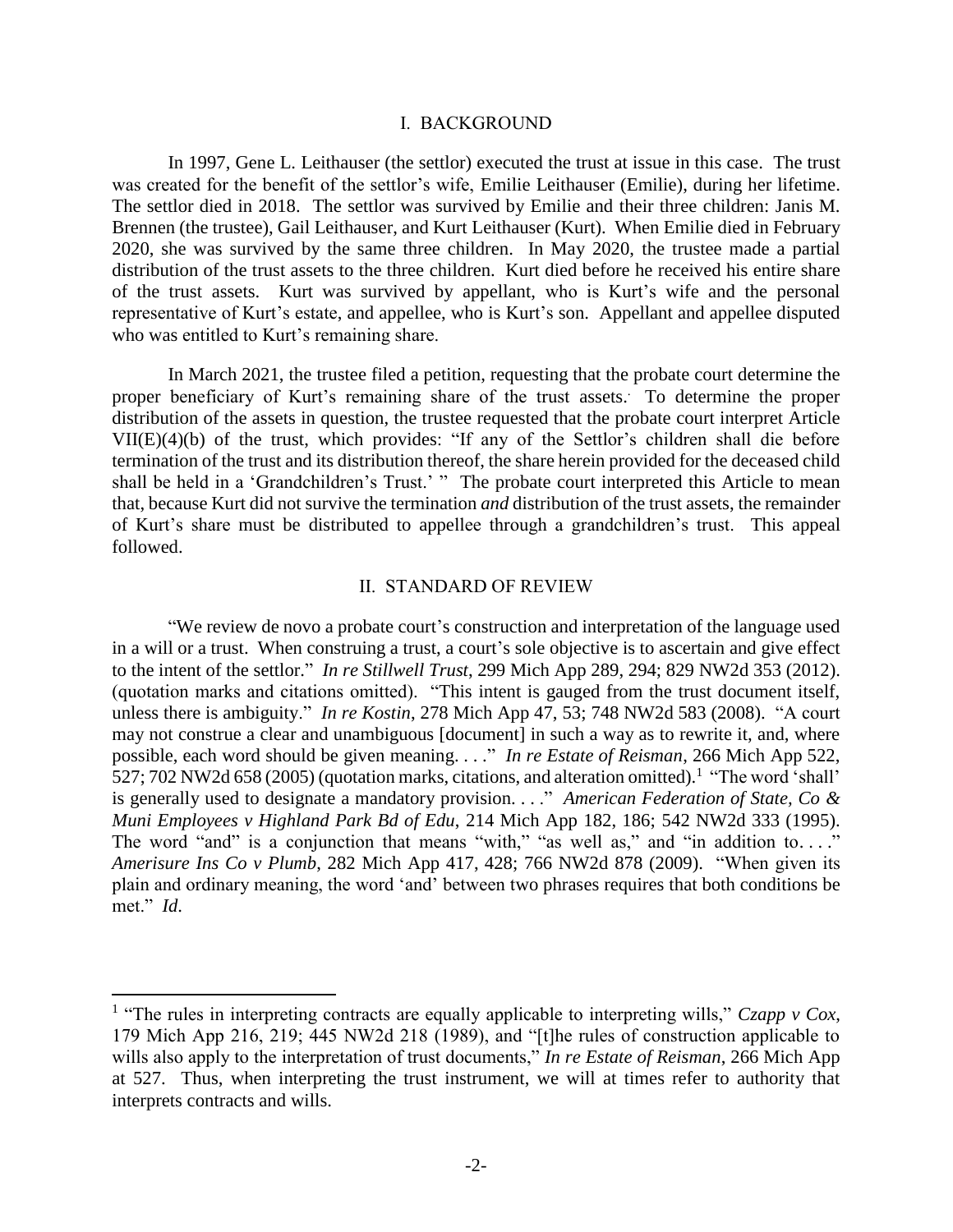## I. BACKGROUND

In 1997, Gene L. Leithauser (the settlor) executed the trust at issue in this case. The trust was created for the benefit of the settlor's wife, Emilie Leithauser (Emilie), during her lifetime. The settlor died in 2018. The settlor was survived by Emilie and their three children: Janis M. Brennen (the trustee), Gail Leithauser, and Kurt Leithauser (Kurt). When Emilie died in February 2020, she was survived by the same three children. In May 2020, the trustee made a partial distribution of the trust assets to the three children. Kurt died before he received his entire share of the trust assets. Kurt was survived by appellant, who is Kurt's wife and the personal representative of Kurt's estate, and appellee, who is Kurt's son. Appellant and appellee disputed who was entitled to Kurt's remaining share.

In March 2021, the trustee filed a petition, requesting that the probate court determine the proper beneficiary of Kurt's remaining share of the trust assets. To determine the proper distribution of the assets in question, the trustee requested that the probate court interpret Article VII(E)(4)(b) of the trust, which provides: "If any of the Settlor's children shall die before termination of the trust and its distribution thereof, the share herein provided for the deceased child shall be held in a 'Grandchildren's Trust.' " The probate court interpreted this Article to mean that, because Kurt did not survive the termination *and* distribution of the trust assets, the remainder of Kurt's share must be distributed to appellee through a grandchildren's trust. This appeal followed.

## II. STANDARD OF REVIEW

"We review de novo a probate court's construction and interpretation of the language used in a will or a trust. When construing a trust, a court's sole objective is to ascertain and give effect to the intent of the settlor." *In re Stillwell Trust*, 299 Mich App 289, 294; 829 NW2d 353 (2012). (quotation marks and citations omitted). "This intent is gauged from the trust document itself, unless there is ambiguity." *In re Kostin*, 278 Mich App 47, 53; 748 NW2d 583 (2008). "A court may not construe a clear and unambiguous [document] in such a way as to rewrite it, and, where possible, each word should be given meaning. . . ." *In re Estate of Reisman*, 266 Mich App 522, 527; 702 NW2d 658 (2005) (quotation marks, citations, and alteration omitted).[1] "The word 'shall' is generally used to designate a mandatory provision. . . ." *American Federation of State, Co & Muni Employees v Highland Park Bd of Edu*, 214 Mich App 182, 186; 542 NW2d 333 (1995). The word "and" is a conjunction that means "with," "as well as," and "in addition to. . . ." *Amerisure Ins Co v Plumb*, 282 Mich App 417, 428; 766 NW2d 878 (2009). "When given its plain and ordinary meaning, the word 'and' between two phrases requires that both conditions be met." *Id*.

---

[1] "The rules in interpreting contracts are equally applicable to interpreting wills," *Czapp v Cox*, 179 Mich App 216, 219; 445 NW2d 218 (1989), and "[t]he rules of construction applicable to wills also apply to the interpretation of trust documents," *In re Estate of Reisman*, 266 Mich App at 527. Thus, when interpreting the trust instrument, we will at times refer to authority that interprets contracts and wills.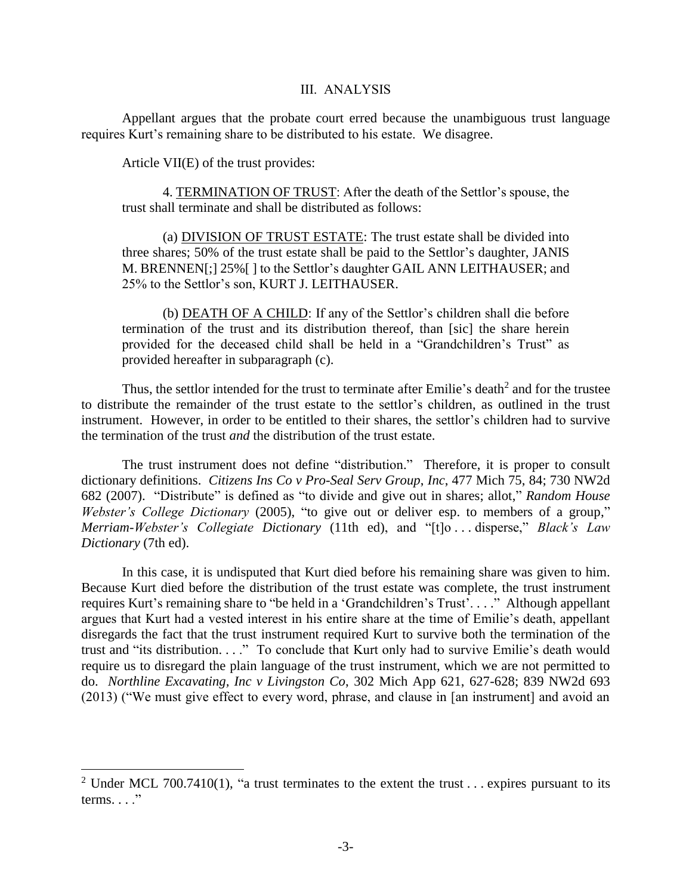## III. ANALYSIS

Appellant argues that the probate court erred because the unambiguous trust language requires Kurt's remaining share to be distributed to his estate. We disagree.

Article VII(E) of the trust provides:

> 4. <u>TERMINATION OF TRUST</u>: After the death of the Settlor's spouse, the trust shall terminate and shall be distributed as follows:
>
> (a) <u>DIVISION OF TRUST ESTATE</u>: The trust estate shall be divided into three shares; 50% of the trust estate shall be paid to the Settlor's daughter, JANIS M. BRENNEN[;] 25%[ ] to the Settlor's daughter GAIL ANN LEITHAUSER; and 25% to the Settlor's son, KURT J. LEITHAUSER.
>
> (b) <u>DEATH OF A CHILD</u>: If any of the Settlor's children shall die before termination of the trust and its distribution thereof, than [sic] the share herein provided for the deceased child shall be held in a "Grandchildren's Trust" as provided hereafter in subparagraph (c).

Thus, the settlor intended for the trust to terminate after Emilie's death[2] and for the trustee to distribute the remainder of the trust estate to the settlor's children, as outlined in the trust instrument. However, in order to be entitled to their shares, the settlor's children had to survive the termination of the trust *and* the distribution of the trust estate.

The trust instrument does not define "distribution." Therefore, it is proper to consult dictionary definitions. *Citizens Ins Co v Pro-Seal Serv Group, Inc*, 477 Mich 75, 84; 730 NW2d 682 (2007). "Distribute" is defined as "to divide and give out in shares; allot," *Random House Webster's College Dictionary* (2005), "to give out or deliver esp. to members of a group," *Merriam-Webster's Collegiate Dictionary* (11th ed), and "[t]o . . . disperse," *Black's Law Dictionary* (7th ed).

In this case, it is undisputed that Kurt died before his remaining share was given to him. Because Kurt died before the distribution of the trust estate was complete, the trust instrument requires Kurt's remaining share to "be held in a 'Grandchildren's Trust'. . . ." Although appellant argues that Kurt had a vested interest in his entire share at the time of Emilie's death, appellant disregards the fact that the trust instrument required Kurt to survive both the termination of the trust and "its distribution. . . ." To conclude that Kurt only had to survive Emilie's death would require us to disregard the plain language of the trust instrument, which we are not permitted to do. *Northline Excavating, Inc v Livingston Co*, 302 Mich App 621, 627-628; 839 NW2d 693 (2013) ("We must give effect to every word, phrase, and clause in [an instrument] and avoid an

---

[2] Under MCL 700.7410(1), "a trust terminates to the extent the trust . . . expires pursuant to its terms. . . ."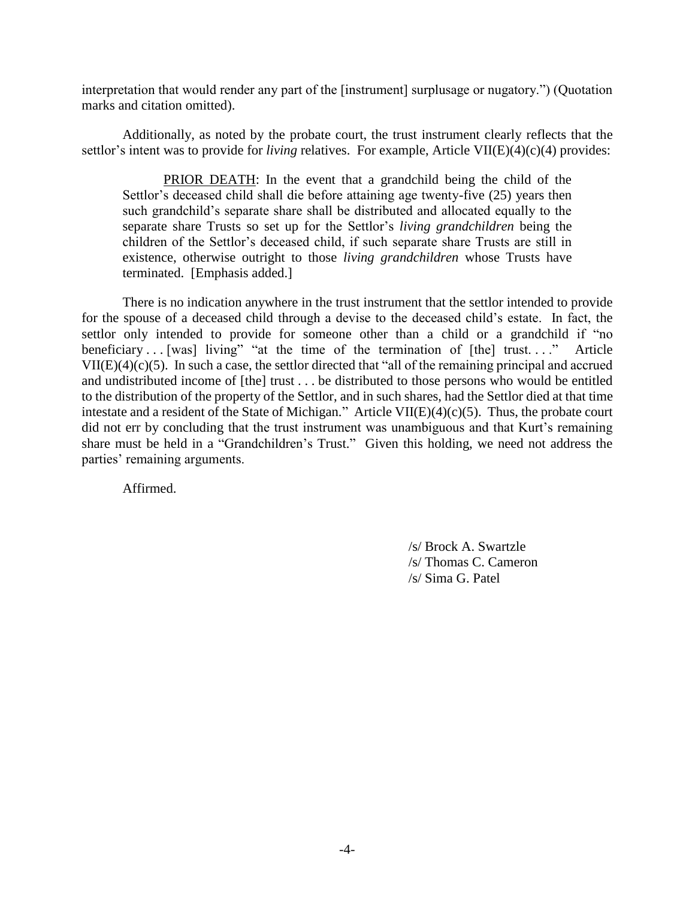interpretation that would render any part of the [instrument] surplusage or nugatory.") (Quotation marks and citation omitted).

Additionally, as noted by the probate court, the trust instrument clearly reflects that the settlor's intent was to provide for *living* relatives. For example, Article VII(E)(4)(c)(4) provides:

> PRIOR DEATH: In the event that a grandchild being the child of the Settlor's deceased child shall die before attaining age twenty-five (25) years then such grandchild's separate share shall be distributed and allocated equally to the separate share Trusts so set up for the Settlor's *living grandchildren* being the children of the Settlor's deceased child, if such separate share Trusts are still in existence, otherwise outright to those *living grandchildren* whose Trusts have terminated. [Emphasis added.]

There is no indication anywhere in the trust instrument that the settlor intended to provide for the spouse of a deceased child through a devise to the deceased child's estate. In fact, the settlor only intended to provide for someone other than a child or a grandchild if "no beneficiary . . . [was] living" "at the time of the termination of [the] trust. . . ." Article VII(E)(4)(c)(5). In such a case, the settlor directed that "all of the remaining principal and accrued and undistributed income of [the] trust . . . be distributed to those persons who would be entitled to the distribution of the property of the Settlor, and in such shares, had the Settlor died at that time intestate and a resident of the State of Michigan." Article VII(E)(4)(c)(5). Thus, the probate court did not err by concluding that the trust instrument was unambiguous and that Kurt's remaining share must be held in a "Grandchildren's Trust." Given this holding, we need not address the parties' remaining arguments.

Affirmed.

/s/ Brock A. Swartzle
/s/ Thomas C. Cameron
/s/ Sima G. Patel